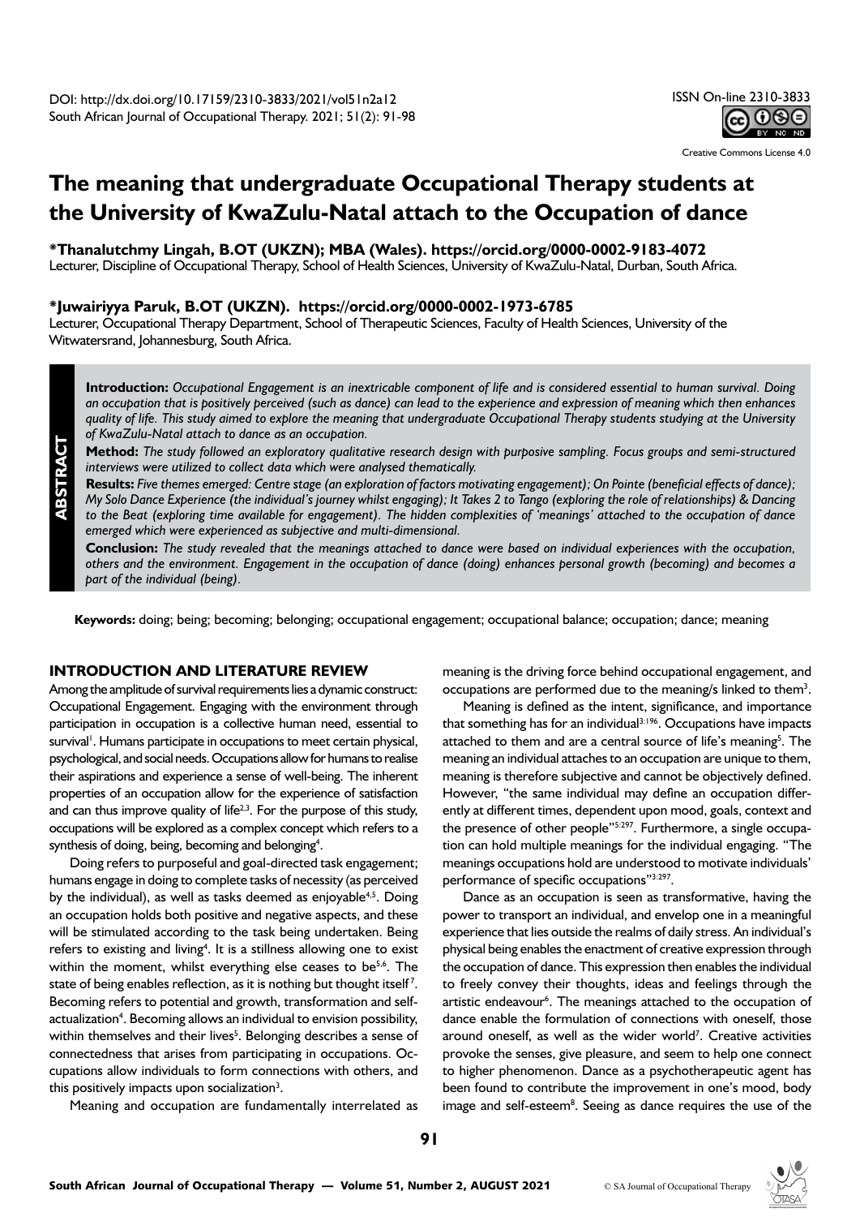DOI: http://dx.doi.org/10.17159/2310-3833/2021/vol51n2a12
South African Journal of Occupational Therapy. 2021; 51(2): 91-98

ISSN On-line 2310-3833

Creative Commons License 4.0

# The meaning that undergraduate Occupational Therapy students at the University of KwaZulu-Natal attach to the Occupation of dance

**\*Thanalutchmy Lingah, B.OT (UKZN); MBA (Wales). https://orcid.org/0000-0002-9183-4072**
Lecturer, Discipline of Occupational Therapy, School of Health Sciences, University of KwaZulu-Natal, Durban, South Africa.

**\*Juwairiyya Paruk, B.OT (UKZN). https://orcid.org/0000-0002-1973-6785**
Lecturer, Occupational Therapy Department, School of Therapeutic Sciences, Faculty of Health Sciences, University of the Witwatersrand, Johannesburg, South Africa.

## ABSTRACT

**Introduction:** *Occupational Engagement is an inextricable component of life and is considered essential to human survival. Doing an occupation that is positively perceived (such as dance) can lead to the experience and expression of meaning which then enhances quality of life. This study aimed to explore the meaning that undergraduate Occupational Therapy students studying at the University of KwaZulu-Natal attach to dance as an occupation.*

**Method:** *The study followed an exploratory qualitative research design with purposive sampling. Focus groups and semi-structured interviews were utilized to collect data which were analysed thematically.*

**Results:** *Five themes emerged: Centre stage (an exploration of factors motivating engagement); On Pointe (beneficial effects of dance); My Solo Dance Experience (the individual's journey whilst engaging); It Takes 2 to Tango (exploring the role of relationships) & Dancing to the Beat (exploring time available for engagement). The hidden complexities of 'meanings' attached to the occupation of dance emerged which were experienced as subjective and multi-dimensional.*

**Conclusion:** *The study revealed that the meanings attached to dance were based on individual experiences with the occupation, others and the environment. Engagement in the occupation of dance (doing) enhances personal growth (becoming) and becomes a part of the individual (being).*

**Keywords:** doing; being; becoming; belonging; occupational engagement; occupational balance; occupation; dance; meaning

## INTRODUCTION AND LITERATURE REVIEW

Among the amplitude of survival requirements lies a dynamic construct: Occupational Engagement. Engaging with the environment through participation in occupation is a collective human need, essential to survival[1]. Humans participate in occupations to meet certain physical, psychological, and social needs. Occupations allow for humans to realise their aspirations and experience a sense of well-being. The inherent properties of an occupation allow for the experience of satisfaction and can thus improve quality of life[2,3]. For the purpose of this study, occupations will be explored as a complex concept which refers to a synthesis of doing, being, becoming and belonging[4].

Doing refers to purposeful and goal-directed task engagement; humans engage in doing to complete tasks of necessity (as perceived by the individual), as well as tasks deemed as enjoyable[4,5]. Doing an occupation holds both positive and negative aspects, and these will be stimulated according to the task being undertaken. Being refers to existing and living[4]. It is a stillness allowing one to exist within the moment, whilst everything else ceases to be[5,6]. The state of being enables reflection, as it is nothing but thought itself[7]. Becoming refers to potential and growth, transformation and self-actualization[4]. Becoming allows an individual to envision possibility, within themselves and their lives[5]. Belonging describes a sense of connectedness that arises from participating in occupations. Occupations allow individuals to form connections with others, and this positively impacts upon socialization[3].

Meaning and occupation are fundamentally interrelated as meaning is the driving force behind occupational engagement, and occupations are performed due to the meaning/s linked to them[3].

Meaning is defined as the intent, significance, and importance that something has for an individual[3:196]. Occupations have impacts attached to them and are a central source of life's meaning[5]. The meaning an individual attaches to an occupation are unique to them, meaning is therefore subjective and cannot be objectively defined. However, "the same individual may define an occupation differently at different times, dependent upon mood, goals, context and the presence of other people"[5:297]. Furthermore, a single occupation can hold multiple meanings for the individual engaging. "The meanings occupations hold are understood to motivate individuals' performance of specific occupations"[3:297].

Dance as an occupation is seen as transformative, having the power to transport an individual, and envelop one in a meaningful experience that lies outside the realms of daily stress. An individual's physical being enables the enactment of creative expression through the occupation of dance. This expression then enables the individual to freely convey their thoughts, ideas and feelings through the artistic endeavour[6]. The meanings attached to the occupation of dance enable the formulation of connections with oneself, those around oneself, as well as the wider world[7]. Creative activities provoke the senses, give pleasure, and seem to help one connect to higher phenomenon. Dance as a psychotherapeutic agent has been found to contribute the improvement in one's mood, body image and self-esteem[8]. Seeing as dance requires the use of the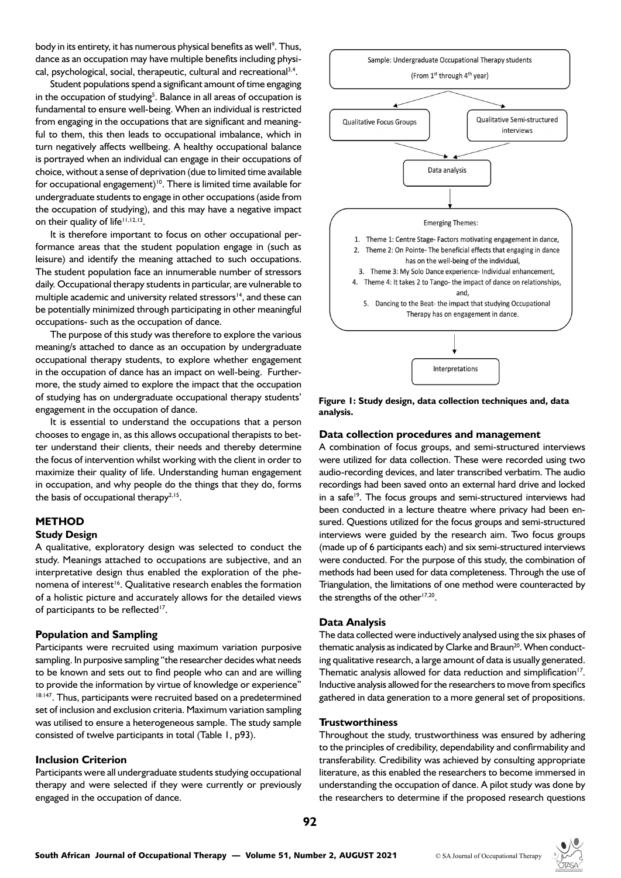body in its entirety, it has numerous physical benefits as well[9]. Thus, dance as an occupation may have multiple benefits including physical, psychological, social, therapeutic, cultural and recreational[3,4].

Student populations spend a significant amount of time engaging in the occupation of studying[5]. Balance in all areas of occupation is fundamental to ensure well-being. When an individual is restricted from engaging in the occupations that are significant and meaningful to them, this then leads to occupational imbalance, which in turn negatively affects wellbeing. A healthy occupational balance is portrayed when an individual can engage in their occupations of choice, without a sense of deprivation (due to limited time available for occupational engagement)[10]. There is limited time available for undergraduate students to engage in other occupations (aside from the occupation of studying), and this may have a negative impact on their quality of life[11,12,13].

It is therefore important to focus on other occupational performance areas that the student population engage in (such as leisure) and identify the meaning attached to such occupations. The student population face an innumerable number of stressors daily. Occupational therapy students in particular, are vulnerable to multiple academic and university related stressors[14], and these can be potentially minimized through participating in other meaningful occupations- such as the occupation of dance.

The purpose of this study was therefore to explore the various meaning/s attached to dance as an occupation by undergraduate occupational therapy students, to explore whether engagement in the occupation of dance has an impact on well-being. Furthermore, the study aimed to explore the impact that the occupation of studying has on undergraduate occupational therapy students' engagement in the occupation of dance.

It is essential to understand the occupations that a person chooses to engage in, as this allows occupational therapists to better understand their clients, their needs and thereby determine the focus of intervention whilst working with the client in order to maximize their quality of life. Understanding human engagement in occupation, and why people do the things that they do, forms the basis of occupational therapy[2,15].

## METHOD

### Study Design

A qualitative, exploratory design was selected to conduct the study. Meanings attached to occupations are subjective, and an interpretative design thus enabled the exploration of the phenomena of interest[16]. Qualitative research enables the formation of a holistic picture and accurately allows for the detailed views of participants to be reflected[17].

### Population and Sampling

Participants were recruited using maximum variation purposive sampling. In purposive sampling "the researcher decides what needs to be known and sets out to find people who can and are willing to provide the information by virtue of knowledge or experience"[18:147]. Thus, participants were recruited based on a predetermined set of inclusion and exclusion criteria. Maximum variation sampling was utilised to ensure a heterogeneous sample. The study sample consisted of twelve participants in total (Table 1, p93).

### Inclusion Criterion

Participants were all undergraduate students studying occupational therapy and were selected if they were currently or previously engaged in the occupation of dance.

Sample: Undergraduate Occupational Therapy students
(From 1st through 4th year)

Qualitative Focus Groups | Qualitative Semi-structured interviews

Data analysis

Emerging Themes:

1. Theme 1: Centre Stage- Factors motivating engagement in dance,
2. Theme 2: On Pointe- The beneficial effects that engaging in dance has on the well-being of the individual,
3. Theme 3: My Solo Dance experience- Individual enhancement,
4. Theme 4: It takes 2 to Tango- the impact of dance on relationships, and,
5. Dancing to the Beat- the impact that studying Occupational Therapy has on engagement in dance.

Interpretations

**Figure 1: Study design, data collection techniques and, data analysis.**

### Data collection procedures and management

A combination of focus groups, and semi-structured interviews were utilized for data collection. These were recorded using two audio-recording devices, and later transcribed verbatim. The audio recordings had been saved onto an external hard drive and locked in a safe[19]. The focus groups and semi-structured interviews had been conducted in a lecture theatre where privacy had been ensured. Questions utilized for the focus groups and semi-structured interviews were guided by the research aim. Two focus groups (made up of 6 participants each) and six semi-structured interviews were conducted. For the purpose of this study, the combination of methods had been used for data completeness. Through the use of Triangulation, the limitations of one method were counteracted by the strengths of the other[17,20].

### Data Analysis

The data collected were inductively analysed using the six phases of thematic analysis as indicated by Clarke and Braun[20]. When conducting qualitative research, a large amount of data is usually generated. Thematic analysis allowed for data reduction and simplification[17]. Inductive analysis allowed for the researchers to move from specifics gathered in data generation to a more general set of propositions.

### Trustworthiness

Throughout the study, trustworthiness was ensured by adhering to the principles of credibility, dependability and confirmability and transferability. Credibility was achieved by consulting appropriate literature, as this enabled the researchers to become immersed in understanding the occupation of dance. A pilot study was done by the researchers to determine if the proposed research questions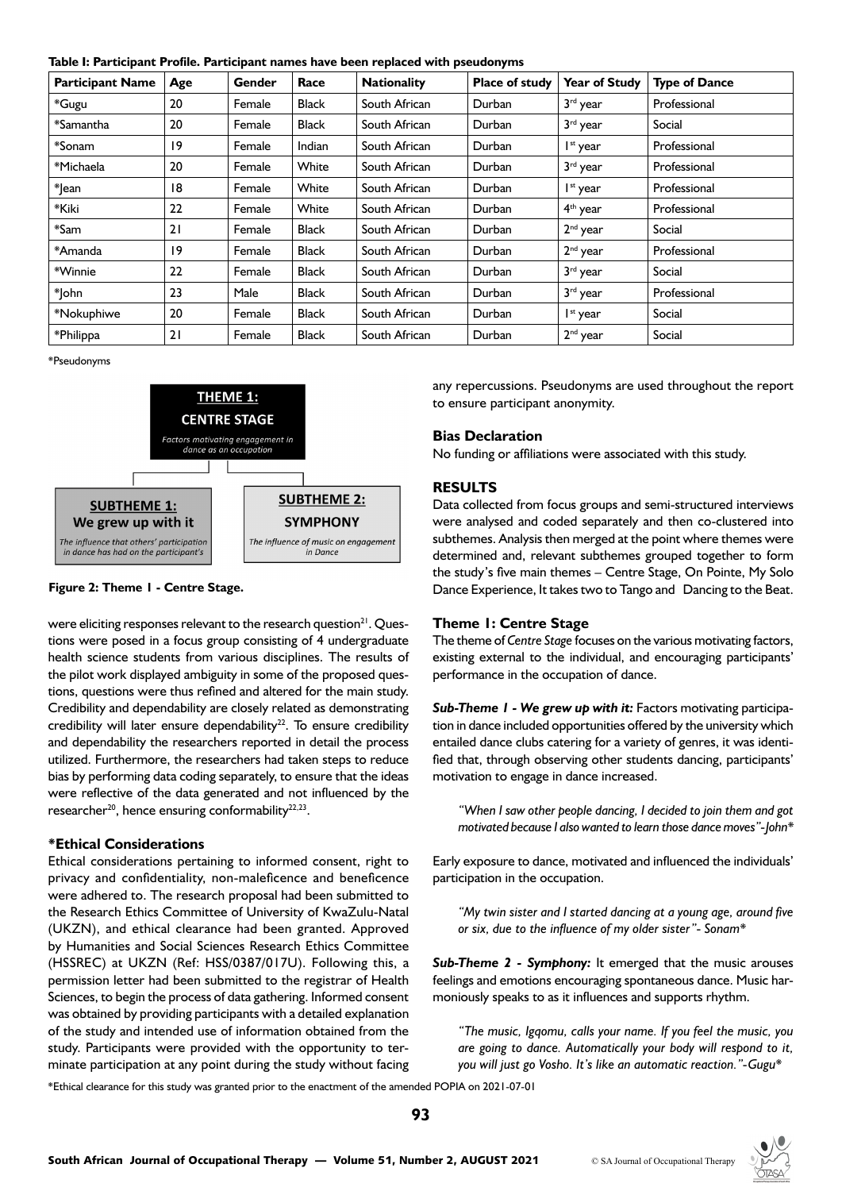**Table 1: Participant Profile. Participant names have been replaced with pseudonyms**

| Participant Name | Age | Gender | Race | Nationality | Place of study | Year of Study | Type of Dance |
|---|---|---|---|---|---|---|---|
| *Gugu | 20 | Female | Black | South African | Durban | 3rd year | Professional |
| *Samantha | 20 | Female | Black | South African | Durban | 3rd year | Social |
| *Sonam | 19 | Female | Indian | South African | Durban | 1st year | Professional |
| *Michaela | 20 | Female | White | South African | Durban | 3rd year | Professional |
| *Jean | 18 | Female | White | South African | Durban | 1st year | Professional |
| *Kiki | 22 | Female | White | South African | Durban | 4th year | Professional |
| *Sam | 21 | Female | Black | South African | Durban | 2nd year | Social |
| *Amanda | 19 | Female | Black | South African | Durban | 2nd year | Professional |
| *Winnie | 22 | Female | Black | South African | Durban | 3rd year | Social |
| *John | 23 | Male | Black | South African | Durban | 3rd year | Professional |
| *Nokuphiwe | 20 | Female | Black | South African | Durban | 1st year | Social |
| *Philippa | 21 | Female | Black | South African | Durban | 2nd year | Social |

*Pseudonyms

**THEME 1: CENTRE STAGE**
*Factors motivating engagement in dance as an occupation*

**SUBTHEME 1: We grew up with it**
*The influence that others' participation in dance has had on the participant's*

**SUBTHEME 2: SYMPHONY**
*The influence of music on engagement in Dance*

**Figure 2: Theme 1 - Centre Stage.**

were eliciting responses relevant to the research question[21]. Questions were posed in a focus group consisting of 4 undergraduate health science students from various disciplines. The results of the pilot work displayed ambiguity in some of the proposed questions, questions were thus refined and altered for the main study. Credibility and dependability are closely related as demonstrating credibility will later ensure dependability[22]. To ensure credibility and dependability the researchers reported in detail the process utilized. Furthermore, the researchers had taken steps to reduce bias by performing data coding separately, to ensure that the ideas were reflective of the data generated and not influenced by the researcher[20], hence ensuring conformability[22,23].

### *Ethical Considerations

Ethical considerations pertaining to informed consent, right to privacy and confidentiality, non-maleficence and beneficence were adhered to. The research proposal had been submitted to the Research Ethics Committee of University of KwaZulu-Natal (UKZN), and ethical clearance had been granted. Approved by Humanities and Social Sciences Research Ethics Committee (HSSREC) at UKZN (Ref: HSS/0387/017U). Following this, a permission letter had been submitted to the registrar of Health Sciences, to begin the process of data gathering. Informed consent was obtained by providing participants with a detailed explanation of the study and intended use of information obtained from the study. Participants were provided with the opportunity to terminate participation at any point during the study without facing any repercussions. Pseudonyms are used throughout the report to ensure participant anonymity.

### Bias Declaration

No funding or affiliations were associated with this study.

## RESULTS

Data collected from focus groups and semi-structured interviews were analysed and coded separately and then co-clustered into subthemes. Analysis then merged at the point where themes were determined and, relevant subthemes grouped together to form the study's five main themes – Centre Stage, On Pointe, My Solo Dance Experience, It takes two to Tango and Dancing to the Beat.

### Theme 1: Centre Stage

The theme of *Centre Stage* focuses on the various motivating factors, existing external to the individual, and encouraging participants' performance in the occupation of dance.

***Sub-Theme 1 - We grew up with it:*** Factors motivating participation in dance included opportunities offered by the university which entailed dance clubs catering for a variety of genres, it was identified that, through observing other students dancing, participants' motivation to engage in dance increased.

> *"When I saw other people dancing, I decided to join them and got motivated because I also wanted to learn those dance moves"-John**

Early exposure to dance, motivated and influenced the individuals' participation in the occupation.

> *"My twin sister and I started dancing at a young age, around five or six, due to the influence of my older sister"- Sonam**

***Sub-Theme 2 - Symphony:*** It emerged that the music arouses feelings and emotions encouraging spontaneous dance. Music harmoniously speaks to as it influences and supports rhythm.

> *"The music, Igqomu, calls your name. If you feel the music, you are going to dance. Automatically your body will respond to it, you will just go Vosho. It's like an automatic reaction."-Gugu**

*Ethical clearance for this study was granted prior to the enactment of the amended POPIA on 2021-07-01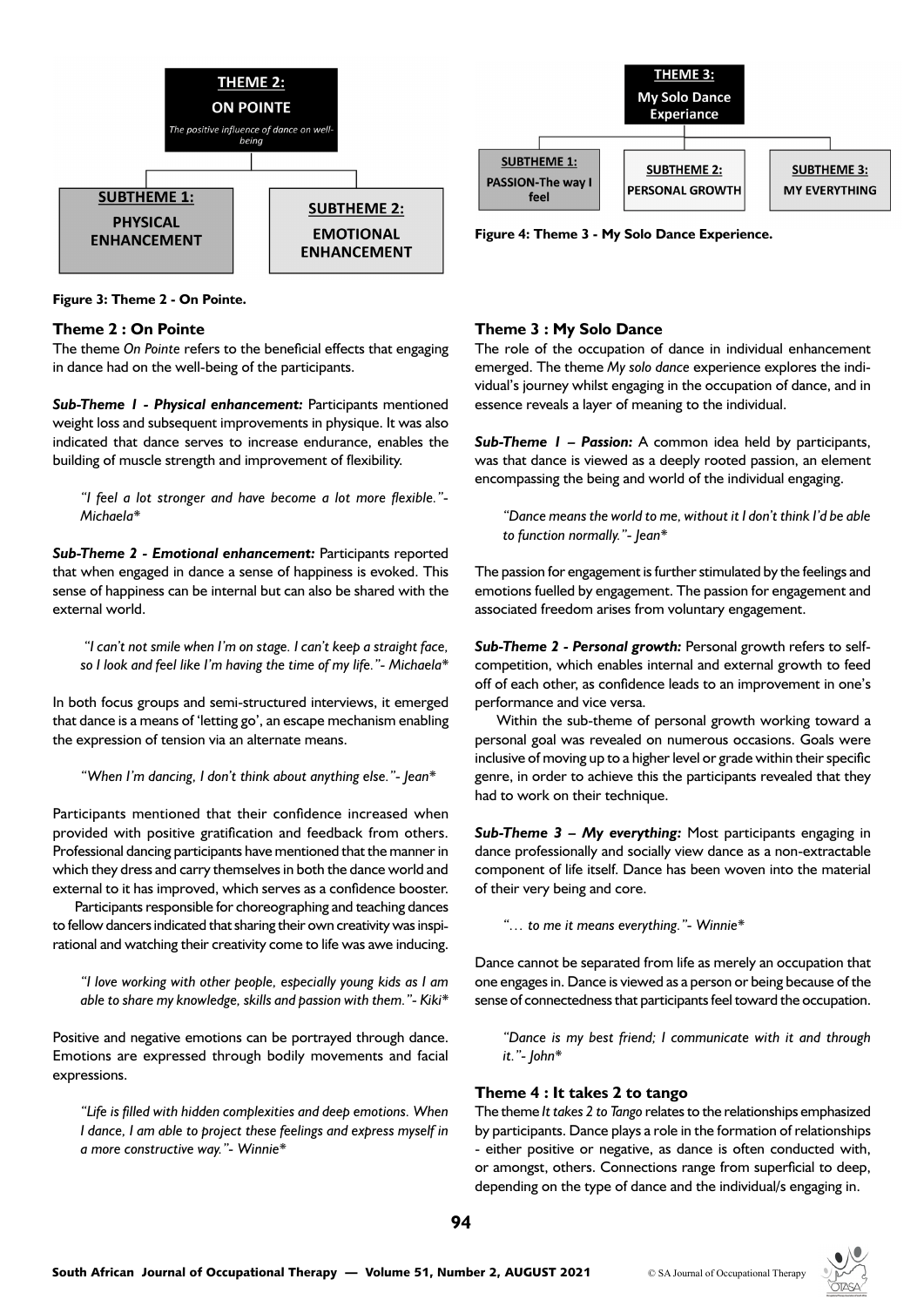THEME 2:
ON POINTE
*The positive influence of dance on well-being*

SUBTHEME 1: PHYSICAL ENHANCEMENT

SUBTHEME 2: EMOTIONAL ENHANCEMENT

**Figure 3: Theme 2 - On Pointe.**

THEME 3:
My Solo Dance Experiance

SUBTHEME 1: PASSION-The way I feel

SUBTHEME 2: PERSONAL GROWTH

SUBTHEME 3: MY EVERYTHING

**Figure 4: Theme 3 - My Solo Dance Experience.**

### Theme 2 : On Pointe

The theme *On Pointe* refers to the beneficial effects that engaging in dance had on the well-being of the participants.

***Sub-Theme 1 - Physical enhancement:*** Participants mentioned weight loss and subsequent improvements in physique. It was also indicated that dance serves to increase endurance, enables the building of muscle strength and improvement of flexibility.

> *"I feel a lot stronger and have become a lot more flexible."- Michaela**

***Sub-Theme 2 - Emotional enhancement:*** Participants reported that when engaged in dance a sense of happiness is evoked. This sense of happiness can be internal but can also be shared with the external world.

> *"I can't not smile when I'm on stage. I can't keep a straight face, so I look and feel like I'm having the time of my life."- Michaela**

In both focus groups and semi-structured interviews, it emerged that dance is a means of 'letting go', an escape mechanism enabling the expression of tension via an alternate means.

> *"When I'm dancing, I don't think about anything else."- Jean**

Participants mentioned that their confidence increased when provided with positive gratification and feedback from others. Professional dancing participants have mentioned that the manner in which they dress and carry themselves in both the dance world and external to it has improved, which serves as a confidence booster.

Participants responsible for choreographing and teaching dances to fellow dancers indicated that sharing their own creativity was inspirational and watching their creativity come to life was awe inducing.

> *"I love working with other people, especially young kids as I am able to share my knowledge, skills and passion with them."- Kiki**

Positive and negative emotions can be portrayed through dance. Emotions are expressed through bodily movements and facial expressions.

> *"Life is filled with hidden complexities and deep emotions. When I dance, I am able to project these feelings and express myself in a more constructive way."- Winnie**

### Theme 3 : My Solo Dance

The role of the occupation of dance in individual enhancement emerged. The theme *My solo dance* experience explores the individual's journey whilst engaging in the occupation of dance, and in essence reveals a layer of meaning to the individual.

***Sub-Theme 1 – Passion:*** A common idea held by participants, was that dance is viewed as a deeply rooted passion, an element encompassing the being and world of the individual engaging.

> *"Dance means the world to me, without it I don't think I'd be able to function normally."- Jean**

The passion for engagement is further stimulated by the feelings and emotions fuelled by engagement. The passion for engagement and associated freedom arises from voluntary engagement.

***Sub-Theme 2 - Personal growth:*** Personal growth refers to self-competition, which enables internal and external growth to feed off of each other, as confidence leads to an improvement in one's performance and vice versa.

Within the sub-theme of personal growth working toward a personal goal was revealed on numerous occasions. Goals were inclusive of moving up to a higher level or grade within their specific genre, in order to achieve this the participants revealed that they had to work on their technique.

***Sub-Theme 3 – My everything:*** Most participants engaging in dance professionally and socially view dance as a non-extractable component of life itself. Dance has been woven into the material of their very being and core.

> *"… to me it means everything."- Winnie**

Dance cannot be separated from life as merely an occupation that one engages in. Dance is viewed as a person or being because of the sense of connectedness that participants feel toward the occupation.

> *"Dance is my best friend; I communicate with it and through it."- John**

### Theme 4 : It takes 2 to tango

The theme *It takes 2 to Tango* relates to the relationships emphasized by participants. Dance plays a role in the formation of relationships - either positive or negative, as dance is often conducted with, or amongst, others. Connections range from superficial to deep, depending on the type of dance and the individual/s engaging in.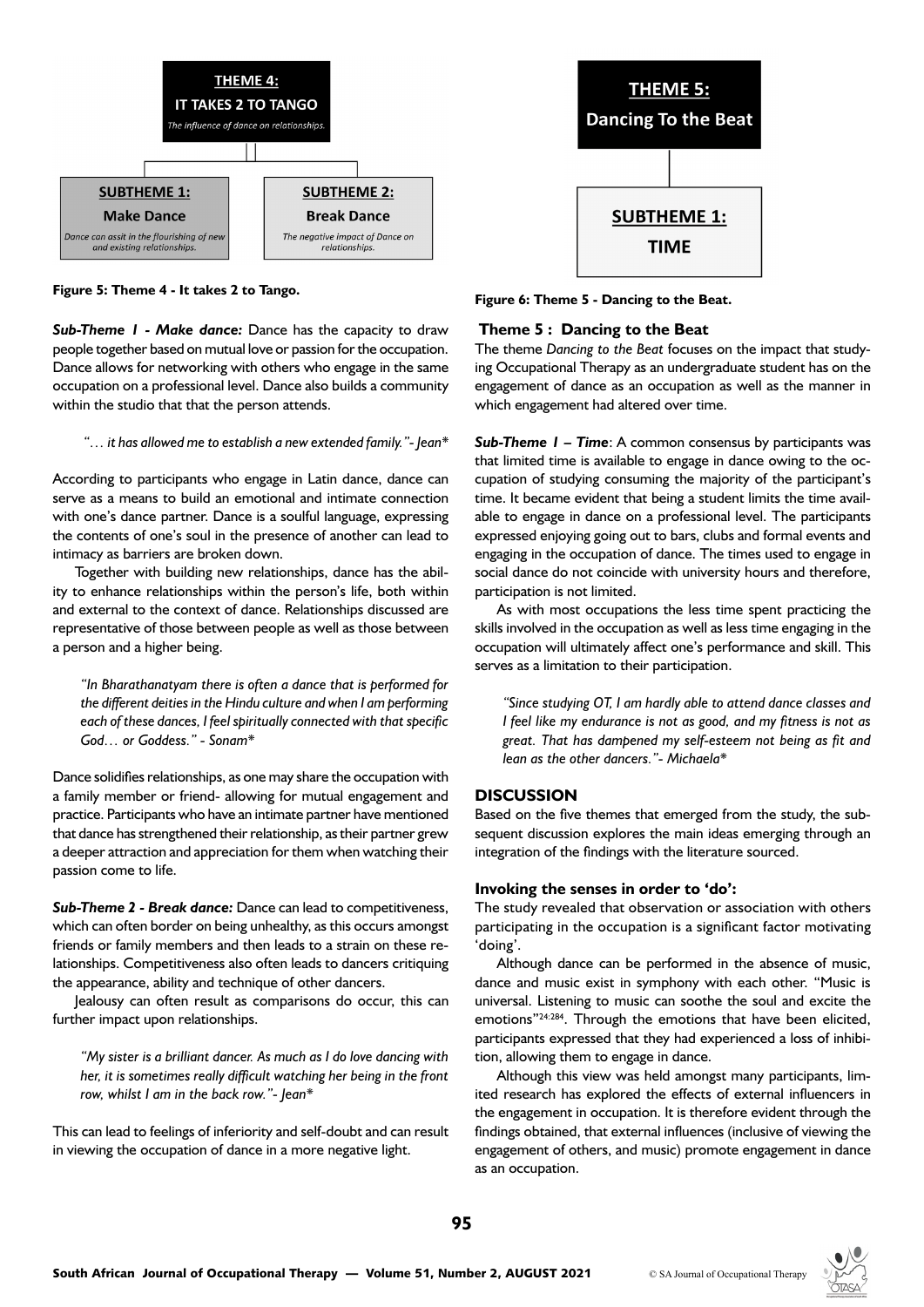THEME 4:
IT TAKES 2 TO TANGO
*The influence of dance on relationships.*

SUBTHEME 1:
Make Dance
*Dance can assit in the flourishing of new and existing relationships.*

SUBTHEME 2:
Break Dance
*The negative impact of Dance on relationships.*

**Figure 5: Theme 4 - It takes 2 to Tango.**

***Sub-Theme 1 - Make dance:*** Dance has the capacity to draw people together based on mutual love or passion for the occupation. Dance allows for networking with others who engage in the same occupation on a professional level. Dance also builds a community within the studio that that the person attends.

> *"… it has allowed me to establish a new extended family."- Jean**

According to participants who engage in Latin dance, dance can serve as a means to build an emotional and intimate connection with one's dance partner. Dance is a soulful language, expressing the contents of one's soul in the presence of another can lead to intimacy as barriers are broken down.

Together with building new relationships, dance has the ability to enhance relationships within the person's life, both within and external to the context of dance. Relationships discussed are representative of those between people as well as those between a person and a higher being.

> *"In Bharathanatyam there is often a dance that is performed for the different deities in the Hindu culture and when I am performing each of these dances, I feel spiritually connected with that specific God… or Goddess." - Sonam**

Dance solidifies relationships, as one may share the occupation with a family member or friend- allowing for mutual engagement and practice. Participants who have an intimate partner have mentioned that dance has strengthened their relationship, as their partner grew a deeper attraction and appreciation for them when watching their passion come to life.

***Sub-Theme 2 - Break dance:*** Dance can lead to competitiveness, which can often border on being unhealthy, as this occurs amongst friends or family members and then leads to a strain on these relationships. Competitiveness also often leads to dancers critiquing the appearance, ability and technique of other dancers.

Jealousy can often result as comparisons do occur, this can further impact upon relationships.

> *"My sister is a brilliant dancer. As much as I do love dancing with her, it is sometimes really difficult watching her being in the front row, whilst I am in the back row."- Jean**

This can lead to feelings of inferiority and self-doubt and can result in viewing the occupation of dance in a more negative light.

THEME 5:
Dancing To the Beat

SUBTHEME 1:
TIME

**Figure 6: Theme 5 - Dancing to the Beat.**

### Theme 5 : Dancing to the Beat

The theme *Dancing to the Beat* focuses on the impact that studying Occupational Therapy as an undergraduate student has on the engagement of dance as an occupation as well as the manner in which engagement had altered over time.

***Sub-Theme 1 – Time***: A common consensus by participants was that limited time is available to engage in dance owing to the occupation of studying consuming the majority of the participant's time. It became evident that being a student limits the time available to engage in dance on a professional level. The participants expressed enjoying going out to bars, clubs and formal events and engaging in the occupation of dance. The times used to engage in social dance do not coincide with university hours and therefore, participation is not limited.

As with most occupations the less time spent practicing the skills involved in the occupation as well as less time engaging in the occupation will ultimately affect one's performance and skill. This serves as a limitation to their participation.

> *"Since studying OT, I am hardly able to attend dance classes and I feel like my endurance is not as good, and my fitness is not as great. That has dampened my self-esteem not being as fit and lean as the other dancers."- Michaela**

## DISCUSSION

Based on the five themes that emerged from the study, the subsequent discussion explores the main ideas emerging through an integration of the findings with the literature sourced.

### Invoking the senses in order to 'do':

The study revealed that observation or association with others participating in the occupation is a significant factor motivating 'doing'.

Although dance can be performed in the absence of music, dance and music exist in symphony with each other. "Music is universal. Listening to music can soothe the soul and excite the emotions"[24:284]. Through the emotions that have been elicited, participants expressed that they had experienced a loss of inhibition, allowing them to engage in dance.

Although this view was held amongst many participants, limited research has explored the effects of external influencers in the engagement in occupation. It is therefore evident through the findings obtained, that external influences (inclusive of viewing the engagement of others, and music) promote engagement in dance as an occupation.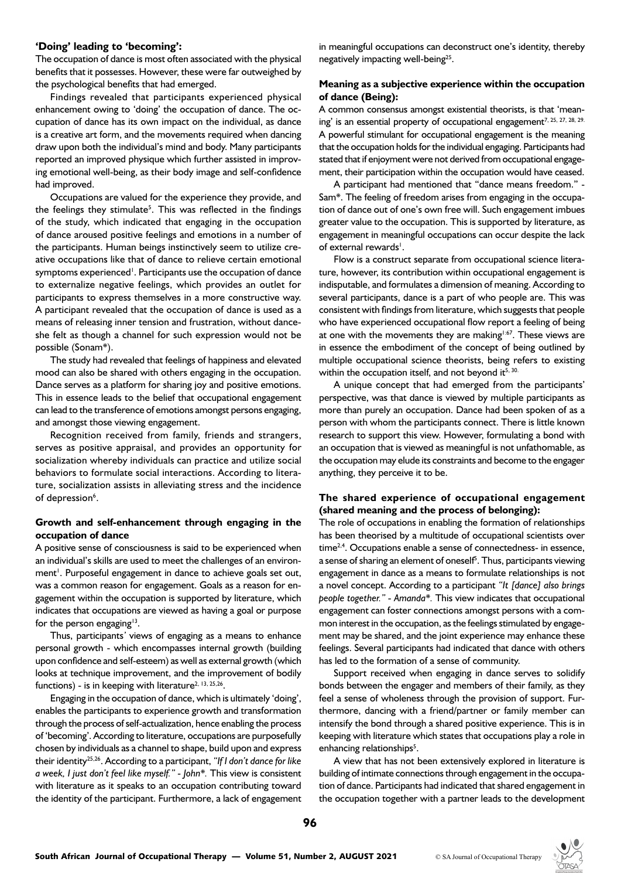### 'Doing' leading to 'becoming':

The occupation of dance is most often associated with the physical benefits that it possesses. However, these were far outweighed by the psychological benefits that had emerged.

Findings revealed that participants experienced physical enhancement owing to 'doing' the occupation of dance. The occupation of dance has its own impact on the individual, as dance is a creative art form, and the movements required when dancing draw upon both the individual's mind and body. Many participants reported an improved physique which further assisted in improving emotional well-being, as their body image and self-confidence had improved.

Occupations are valued for the experience they provide, and the feelings they stimulate[5]. This was reflected in the findings of the study, which indicated that engaging in the occupation of dance aroused positive feelings and emotions in a number of the participants. Human beings instinctively seem to utilize creative occupations like that of dance to relieve certain emotional symptoms experienced[1]. Participants use the occupation of dance to externalize negative feelings, which provides an outlet for participants to express themselves in a more constructive way. A participant revealed that the occupation of dance is used as a means of releasing inner tension and frustration, without dance- she felt as though a channel for such expression would not be possible (Sonam*).

The study had revealed that feelings of happiness and elevated mood can also be shared with others engaging in the occupation. Dance serves as a platform for sharing joy and positive emotions. This in essence leads to the belief that occupational engagement can lead to the transference of emotions amongst persons engaging, and amongst those viewing engagement.

Recognition received from family, friends and strangers, serves as positive appraisal, and provides an opportunity for socialization whereby individuals can practice and utilize social behaviors to formulate social interactions. According to literature, socialization assists in alleviating stress and the incidence of depression[6].

### Growth and self-enhancement through engaging in the occupation of dance

A positive sense of consciousness is said to be experienced when an individual's skills are used to meet the challenges of an environment[1]. Purposeful engagement in dance to achieve goals set out, was a common reason for engagement. Goals as a reason for engagement within the occupation is supported by literature, which indicates that occupations are viewed as having a goal or purpose for the person engaging[13].

Thus, participants' views of engaging as a means to enhance personal growth - which encompasses internal growth (building upon confidence and self-esteem) as well as external growth (which looks at technique improvement, and the improvement of bodily functions) - is in keeping with literature[2, 13, 25,26].

Engaging in the occupation of dance, which is ultimately 'doing', enables the participants to experience growth and transformation through the process of self-actualization, hence enabling the process of 'becoming'. According to literature, occupations are purposefully chosen by individuals as a channel to shape, build upon and express their identity[25,26]. According to a participant, *"If I don't dance for like a week, I just don't feel like myself." - John**. This view is consistent with literature as it speaks to an occupation contributing toward the identity of the participant. Furthermore, a lack of engagement in meaningful occupations can deconstruct one's identity, thereby negatively impacting well-being[25].

### Meaning as a subjective experience within the occupation of dance (Being):

A common consensus amongst existential theorists, is that 'meaning' is an essential property of occupational engagement[7, 25, 27, 28, 29]. A powerful stimulant for occupational engagement is the meaning that the occupation holds for the individual engaging. Participants had stated that if enjoyment were not derived from occupational engagement, their participation within the occupation would have ceased.

A participant had mentioned that "dance means freedom." - Sam*. The feeling of freedom arises from engaging in the occupation of dance out of one's own free will. Such engagement imbues greater value to the occupation. This is supported by literature, as engagement in meaningful occupations can occur despite the lack of external rewards[1].

Flow is a construct separate from occupational science literature, however, its contribution within occupational engagement is indisputable, and formulates a dimension of meaning. According to several participants, dance is a part of who people are. This was consistent with findings from literature, which suggests that people who have experienced occupational flow report a feeling of being at one with the movements they are making[1:67]. These views are in essence the embodiment of the concept of being outlined by multiple occupational science theorists, being refers to existing within the occupation itself, and not beyond it[5, 30].

A unique concept that had emerged from the participants' perspective, was that dance is viewed by multiple participants as more than purely an occupation. Dance had been spoken of as a person with whom the participants connect. There is little known research to support this view. However, formulating a bond with an occupation that is viewed as meaningful is not unfathomable, as the occupation may elude its constraints and become to the engager anything, they perceive it to be.

### The shared experience of occupational engagement (shared meaning and the process of belonging):

The role of occupations in enabling the formation of relationships has been theorised by a multitude of occupational scientists over time[2,4]. Occupations enable a sense of connectedness- in essence, a sense of sharing an element of oneself[5]. Thus, participants viewing engagement in dance as a means to formulate relationships is not a novel concept. According to a participant *"It [dance] also brings people together." - Amanda**. This view indicates that occupational engagement can foster connections amongst persons with a common interest in the occupation, as the feelings stimulated by engagement may be shared, and the joint experience may enhance these feelings. Several participants had indicated that dance with others has led to the formation of a sense of community.

Support received when engaging in dance serves to solidify bonds between the engager and members of their family, as they feel a sense of wholeness through the provision of support. Furthermore, dancing with a friend/partner or family member can intensify the bond through a shared positive experience. This is in keeping with literature which states that occupations play a role in enhancing relationships[5].

A view that has not been extensively explored in literature is building of intimate connections through engagement in the occupation of dance. Participants had indicated that shared engagement in the occupation together with a partner leads to the development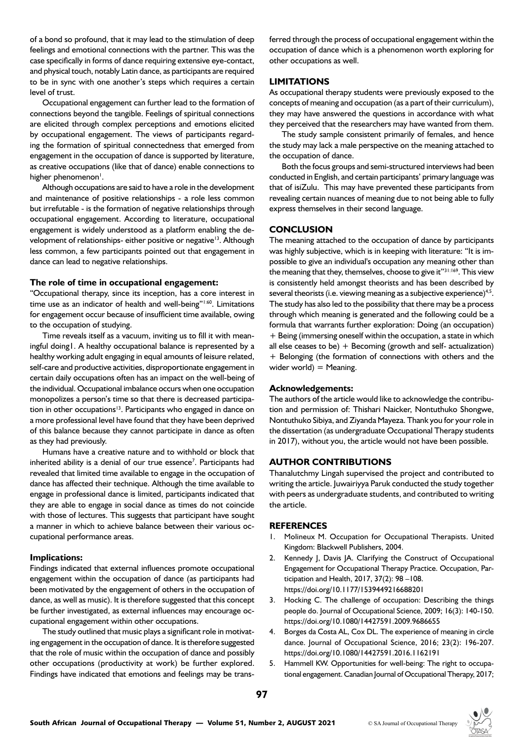of a bond so profound, that it may lead to the stimulation of deep feelings and emotional connections with the partner. This was the case specifically in forms of dance requiring extensive eye-contact, and physical touch, notably Latin dance, as participants are required to be in sync with one another's steps which requires a certain level of trust.

Occupational engagement can further lead to the formation of connections beyond the tangible. Feelings of spiritual connections are elicited through complex perceptions and emotions elicited by occupational engagement. The views of participants regarding the formation of spiritual connectedness that emerged from engagement in the occupation of dance is supported by literature, as creative occupations (like that of dance) enable connections to higher phenomenon[1].

Although occupations are said to have a role in the development and maintenance of positive relationships - a role less common but irrefutable - is the formation of negative relationships through occupational engagement. According to literature, occupational engagement is widely understood as a platform enabling the development of relationships- either positive or negative[13]. Although less common, a few participants pointed out that engagement in dance can lead to negative relationships.

### The role of time in occupational engagement:

"Occupational therapy, since its inception, has a core interest in time use as an indicator of health and well-being"[1:60]. Limitations for engagement occur because of insufficient time available, owing to the occupation of studying.

Time reveals itself as a vacuum, inviting us to fill it with meaningful doing1. A healthy occupational balance is represented by a healthy working adult engaging in equal amounts of leisure related, self-care and productive activities, disproportionate engagement in certain daily occupations often has an impact on the well-being of the individual. Occupational imbalance occurs when one occupation monopolizes a person's time so that there is decreased participation in other occupations[13]. Participants who engaged in dance on a more professional level have found that they have been deprived of this balance because they cannot participate in dance as often as they had previously.

Humans have a creative nature and to withhold or block that inherited ability is a denial of our true essence[7]. Participants had revealed that limited time available to engage in the occupation of dance has affected their technique. Although the time available to engage in professional dance is limited, participants indicated that they are able to engage in social dance as times do not coincide with those of lectures. This suggests that participant have sought a manner in which to achieve balance between their various occupational performance areas.

### Implications:

Findings indicated that external influences promote occupational engagement within the occupation of dance (as participants had been motivated by the engagement of others in the occupation of dance, as well as music). It is therefore suggested that this concept be further investigated, as external influences may encourage occupational engagement within other occupations.

The study outlined that music plays a significant role in motivating engagement in the occupation of dance. It is therefore suggested that the role of music within the occupation of dance and possibly other occupations (productivity at work) be further explored. Findings have indicated that emotions and feelings may be transferred through the process of occupational engagement within the occupation of dance which is a phenomenon worth exploring for other occupations as well.

## LIMITATIONS

As occupational therapy students were previously exposed to the concepts of meaning and occupation (as a part of their curriculum), they may have answered the questions in accordance with what they perceived that the researchers may have wanted from them.

The study sample consistent primarily of females, and hence the study may lack a male perspective on the meaning attached to the occupation of dance.

Both the focus groups and semi-structured interviews had been conducted in English, and certain participants' primary language was that of isiZulu. This may have prevented these participants from revealing certain nuances of meaning due to not being able to fully express themselves in their second language.

## CONCLUSION

The meaning attached to the occupation of dance by participants was highly subjective, which is in keeping with literature: "It is impossible to give an individual's occupation any meaning other than the meaning that they, themselves, choose to give it"[31:169]. This view is consistently held amongst theorists and has been described by several theorists (i.e. viewing meaning as a subjective experience)[4,5]. The study has also led to the possibility that there may be a process through which meaning is generated and the following could be a formula that warrants further exploration: Doing (an occupation) + Being (immersing oneself within the occupation, a state in which all else ceases to be) + Becoming (growth and self- actualization) + Belonging (the formation of connections with others and the wider world) = Meaning.

### Acknowledgements:

The authors of the article would like to acknowledge the contribution and permission of: Thishari Naicker, Nontuthuko Shongwe, Nontuthuko Sibiya, and Ziyanda Mayeza. Thank you for your role in the dissertation (as undergraduate Occupational Therapy students in 2017), without you, the article would not have been possible.

## AUTHOR CONTRIBUTIONS

Thanalutchmy Lingah supervised the project and contributed to writing the article. Juwairiyya Paruk conducted the study together with peers as undergraduate students, and contributed to writing the article.

## REFERENCES

1. Molineux M. Occupation for Occupational Therapists. United Kingdom: Blackwell Publishers, 2004.
2. Kennedy J, Davis JA. Clarifying the Construct of Occupational Engagement for Occupational Therapy Practice. Occupation, Participation and Health, 2017, 37(2): 98 –108. https://doi.org/10.1177/1539449216688201
3. Hocking C. The challenge of occupation: Describing the things people do. Journal of Occupational Science, 2009; 16(3): 140-150. https://doi.org/10.1080/14427591.2009.9686655
4. Borges da Costa AL, Cox DL. The experience of meaning in circle dance. Journal of Occupational Science, 2016; 23(2): 196-207. https://doi.org/10.1080/14427591.2016.1162191
5. Hammell KW. Opportunities for well-being: The right to occupational engagement. Canadian Journal of Occupational Therapy, 2017;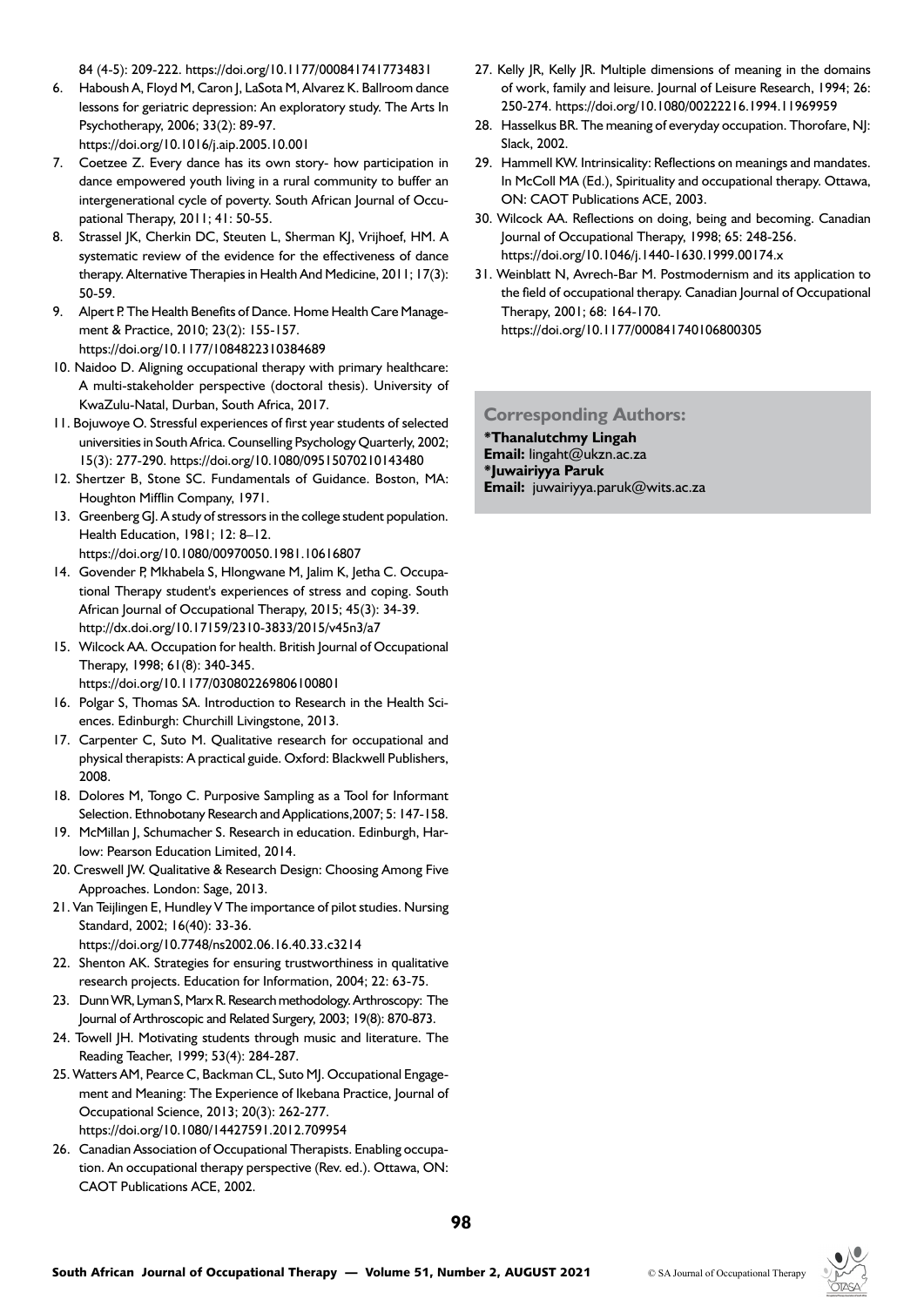84 (4-5): 209-222. https://doi.org/10.1177/0008417417734831

6. Haboush A, Floyd M, Caron J, LaSota M, Alvarez K. Ballroom dance lessons for geriatric depression: An exploratory study. The Arts In Psychotherapy, 2006; 33(2): 89-97. https://doi.org/10.1016/j.aip.2005.10.001
7. Coetzee Z. Every dance has its own story- how participation in dance empowered youth living in a rural community to buffer an intergenerational cycle of poverty. South African Journal of Occupational Therapy, 2011; 41: 50-55.
8. Strassel JK, Cherkin DC, Steuten L, Sherman KJ, Vrijhoef, HM. A systematic review of the evidence for the effectiveness of dance therapy. Alternative Therapies in Health And Medicine, 2011; 17(3): 50-59.
9. Alpert P. The Health Benefits of Dance. Home Health Care Management & Practice, 2010; 23(2): 155-157. https://doi.org/10.1177/1084822310384689
10. Naidoo D. Aligning occupational therapy with primary healthcare: A multi-stakeholder perspective (doctoral thesis). University of KwaZulu-Natal, Durban, South Africa, 2017.
11. Bojuwoye O. Stressful experiences of first year students of selected universities in South Africa. Counselling Psychology Quarterly, 2002; 15(3): 277-290. https://doi.org/10.1080/09515070210143480
12. Shertzer B, Stone SC. Fundamentals of Guidance. Boston, MA: Houghton Mifflin Company, 1971.
13. Greenberg GJ. A study of stressors in the college student population. Health Education, 1981; 12: 8–12. https://doi.org/10.1080/00970050.1981.10616807
14. Govender P, Mkhabela S, Hlongwane M, Jalim K, Jetha C. Occupational Therapy student's experiences of stress and coping. South African Journal of Occupational Therapy, 2015; 45(3): 34-39. http://dx.doi.org/10.17159/2310-3833/2015/v45n3/a7
15. Wilcock AA. Occupation for health. British Journal of Occupational Therapy, 1998; 61(8): 340-345. https://doi.org/10.1177/030802269806100801
16. Polgar S, Thomas SA. Introduction to Research in the Health Sciences. Edinburgh: Churchill Livingstone, 2013.
17. Carpenter C, Suto M. Qualitative research for occupational and physical therapists: A practical guide. Oxford: Blackwell Publishers, 2008.
18. Dolores M, Tongo C. Purposive Sampling as a Tool for Informant Selection. Ethnobotany Research and Applications,2007; 5: 147-158.
19. McMillan J, Schumacher S. Research in education. Edinburgh, Harlow: Pearson Education Limited, 2014.
20. Creswell JW. Qualitative & Research Design: Choosing Among Five Approaches. London: Sage, 2013.
21. Van Teijlingen E, Hundley V The importance of pilot studies. Nursing Standard, 2002; 16(40): 33-36. https://doi.org/10.7748/ns2002.06.16.40.33.c3214
22. Shenton AK. Strategies for ensuring trustworthiness in qualitative research projects. Education for Information, 2004; 22: 63-75.
23. Dunn WR, Lyman S, Marx R. Research methodology. Arthroscopy: The Journal of Arthroscopic and Related Surgery, 2003; 19(8): 870-873.
24. Towell JH. Motivating students through music and literature. The Reading Teacher, 1999; 53(4): 284-287.
25. Watters AM, Pearce C, Backman CL, Suto MJ. Occupational Engagement and Meaning: The Experience of Ikebana Practice, Journal of Occupational Science, 2013; 20(3): 262-277. https://doi.org/10.1080/14427591.2012.709954
26. Canadian Association of Occupational Therapists. Enabling occupation. An occupational therapy perspective (Rev. ed.). Ottawa, ON: CAOT Publications ACE, 2002.
27. Kelly JR, Kelly JR. Multiple dimensions of meaning in the domains of work, family and leisure. Journal of Leisure Research, 1994; 26: 250-274. https://doi.org/10.1080/00222216.1994.11969959
28. Hasselkus BR. The meaning of everyday occupation. Thorofare, NJ: Slack, 2002.
29. Hammell KW. Intrinsicality: Reflections on meanings and mandates. In McColl MA (Ed.), Spirituality and occupational therapy. Ottawa, ON: CAOT Publications ACE, 2003.
30. Wilcock AA. Reflections on doing, being and becoming. Canadian Journal of Occupational Therapy, 1998; 65: 248-256. https://doi.org/10.1046/j.1440-1630.1999.00174.x
31. Weinblatt N, Avrech-Bar M. Postmodernism and its application to the field of occupational therapy. Canadian Journal of Occupational Therapy, 2001; 68: 164-170. https://doi.org/10.1177/000841740106800305

**Corresponding Authors:**

***Thanalutchmy Lingah**
**Email:** lingaht@ukzn.ac.za
***Juwairiyya Paruk**
**Email:** juwairiyya.paruk@wits.ac.za